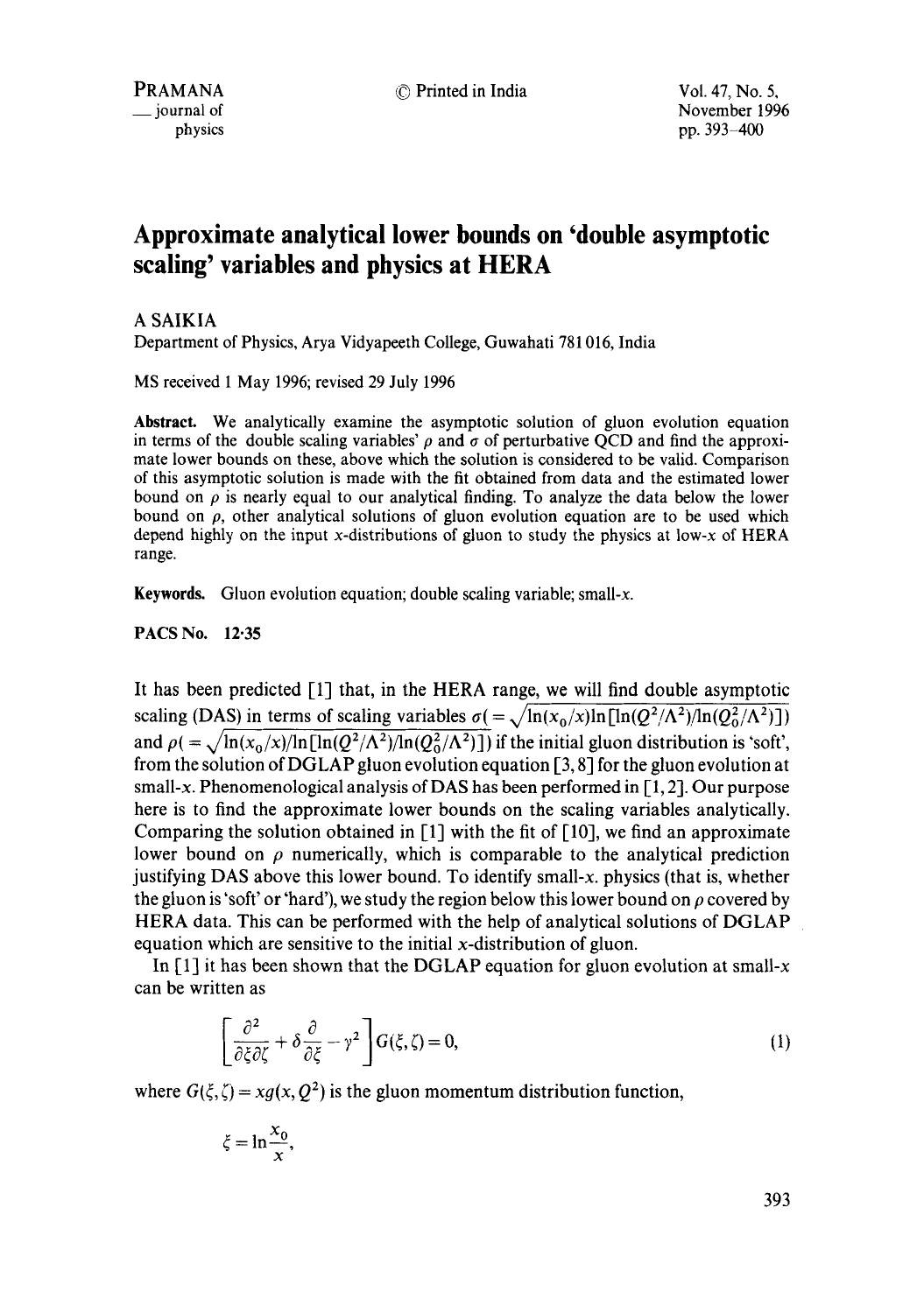# Approximate analytical lower bounds on 'double asymptotic scaling' variables and physics at HERA

A SAIKIA

Department of Physics, Arya Vidyapeeth College, Guwahati 781 016, India

MS received 1 May 1996; revised 29 July 1996

**Abstract.** We analytically examine the asymptotic solution of gluon evolution equation in terms of the double scaling variables' $\rho$ and $\sigma$ of perturbative QCD and find the approximate lower bounds on these, above which the solution is considered to be valid. Comparison of this asymptotic solution is made with the fit obtained from data and the estimated lower bound on $\rho$ is nearly equal to our analytical finding. To analyze the data below the lower bound on $\rho$, other analytical solutions of gluon evolution equation are to be used which depend highly on the input $x$-distributions of gluon to study the physics at low-$x$ of HERA range.

**Keywords.** Gluon evolution equation; double scaling variable; small-$x$.

**PACS No.** 12·35

It has been predicted [1] that, in the HERA range, we will find double asymptotic scaling (DAS) in terms of scaling variables $\sigma(=\sqrt{\ln(x_0/x)\ln[\ln(Q^2/\Lambda^2)/\ln(Q_0^2/\Lambda^2)]})$ and $\rho(=\sqrt{\ln(x_0/x)/\ln[\ln(Q^2/\Lambda^2)/\ln(Q_0^2/\Lambda^2)]})$ if the initial gluon distribution is 'soft', from the solution of DGLAP gluon evolution equation [3, 8] for the gluon evolution at small-$x$. Phenomenological analysis of DAS has been performed in [1, 2]. Our purpose here is to find the approximate lower bounds on the scaling variables analytically. Comparing the solution obtained in [1] with the fit of [10], we find an approximate lower bound on $\rho$ numerically, which is comparable to the analytical prediction justifying DAS above this lower bound. To identify small-$x$. physics (that is, whether the gluon is 'soft' or 'hard'), we study the region below this lower bound on $\rho$ covered by HERA data. This can be performed with the help of analytical solutions of DGLAP equation which are sensitive to the initial $x$-distribution of gluon.

In [1] it has been shown that the DGLAP equation for gluon evolution at small-$x$ can be written as

$$\left[\frac{\partial^2}{\partial\xi\partial\zeta}+\delta\frac{\partial}{\partial\xi}-\gamma^2\right]G(\xi,\zeta)=0, \tag{1}$$

where $G(\xi,\zeta)=xg(x,Q^2)$ is the gluon momentum distribution function,

$$\xi=\ln\frac{x_0}{x},$$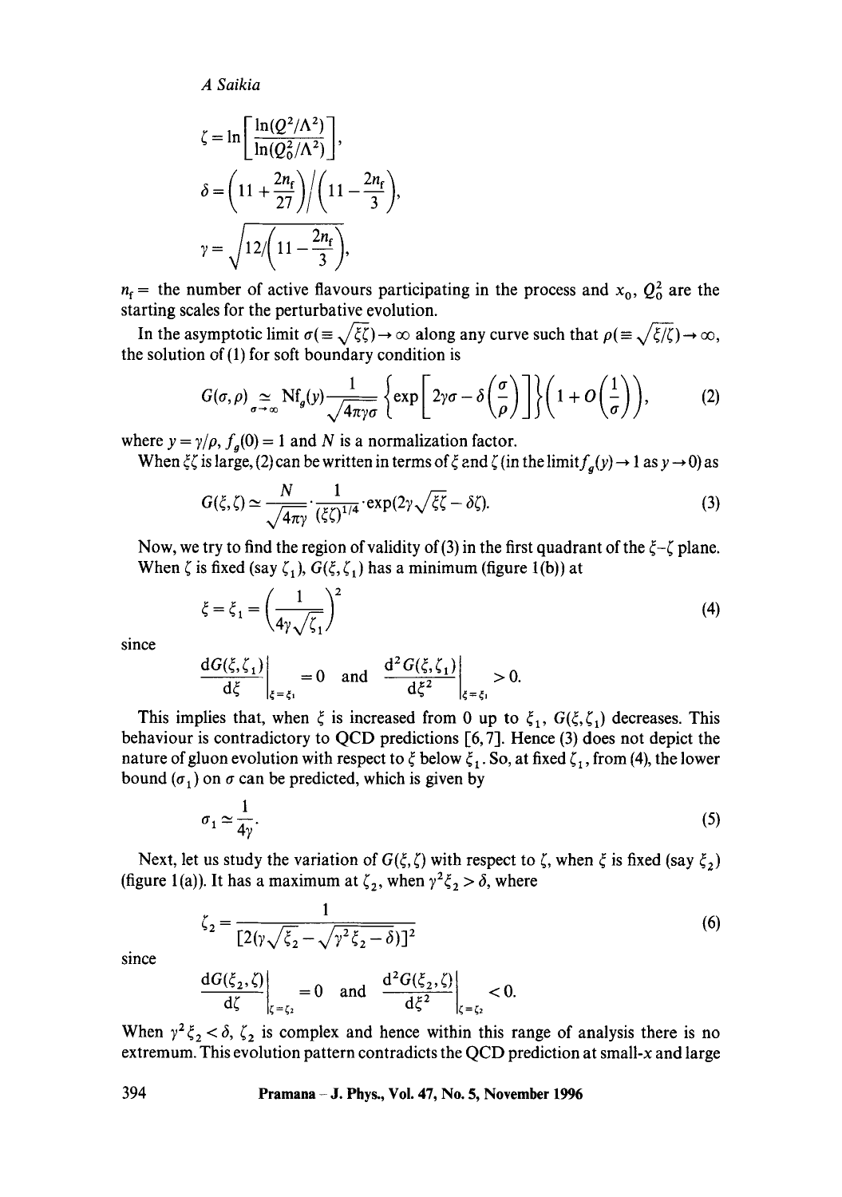$$\zeta = \ln\left[\frac{\ln(Q^2/\Lambda^2)}{\ln(Q_0^2/\Lambda^2)}\right],$$

$$\delta = \left(11 + \frac{2n_f}{27}\right)\Big/\left(11 - \frac{2n_f}{3}\right),$$

$$\gamma = \sqrt{12\Big/\left(11 - \frac{2n_f}{3}\right)},$$

$n_f$ = the number of active flavours participating in the process and $x_0$, $Q_0^2$ are the starting scales for the perturbative evolution.

In the asymptotic limit $\sigma(\equiv \sqrt{\xi\zeta}) \to \infty$ along any curve such that $\rho(\equiv \sqrt{\xi/\zeta}) \to \infty$, the solution of (1) for soft boundary condition is

$$G(\sigma, \rho) \underset{\sigma \to \infty}{\simeq} Nf_g(y) \frac{1}{\sqrt{4\pi\gamma\sigma}} \left\{\exp\left[2\gamma\sigma - \delta\left(\frac{\sigma}{\rho}\right)\right]\right\}\left(1 + O\left(\frac{1}{\sigma}\right)\right), \tag{2}$$

where $y = \gamma/\rho$, $f_g(0) = 1$ and $N$ is a normalization factor.

When $\xi\zeta$ is large, (2) can be written in terms of $\xi$ and $\zeta$ (in the limit $f_g(y) \to 1$ as $y \to 0$) as

$$G(\xi, \zeta) \simeq \frac{N}{\sqrt{4\pi\gamma}} \cdot \frac{1}{(\xi\zeta)^{1/4}} \cdot \exp(2\gamma\sqrt{\xi\zeta} - \delta\zeta). \tag{3}$$

Now, we try to find the region of validity of (3) in the first quadrant of the $\xi$–$\zeta$ plane. When $\zeta$ is fixed (say $\zeta_1$), $G(\xi, \zeta_1)$ has a minimum (figure 1(b)) at

$$\xi = \xi_1 = \left(\frac{1}{4\gamma\sqrt{\zeta_1}}\right)^2 \tag{4}$$

since

$$\left.\frac{dG(\xi, \zeta_1)}{d\xi}\right|_{\xi = \xi_1} = 0 \quad \text{and} \quad \left.\frac{d^2G(\xi, \zeta_1)}{d\xi^2}\right|_{\xi = \xi_1} > 0.$$

This implies that, when $\xi$ is increased from 0 up to $\xi_1$, $G(\xi, \zeta_1)$ decreases. This behaviour is contradictory to QCD predictions [6, 7]. Hence (3) does not depict the nature of gluon evolution with respect to $\xi$ below $\xi_1$. So, at fixed $\zeta_1$, from (4), the lower bound ($\sigma_1$) on $\sigma$ can be predicted, which is given by

$$\sigma_1 \simeq \frac{1}{4\gamma}. \tag{5}$$

Next, let us study the variation of $G(\xi, \zeta)$ with respect to $\zeta$, when $\xi$ is fixed (say $\xi_2$) (figure 1(a)). It has a maximum at $\zeta_2$, when $\gamma^2\xi_2 > \delta$, where

$$\zeta_2 = \frac{1}{[2(\gamma\sqrt{\xi_2} - \sqrt{\gamma^2\xi_2 - \delta})]^2} \tag{6}$$

since

$$\left.\frac{dG(\xi_2, \zeta)}{d\zeta}\right|_{\zeta = \zeta_2} = 0 \quad \text{and} \quad \left.\frac{d^2G(\xi_2, \zeta)}{d\xi^2}\right|_{\zeta = \zeta_2} < 0.$$

When $\gamma^2\xi_2 < \delta$, $\zeta_2$ is complex and hence within this range of analysis there is no extremum. This evolution pattern contradicts the QCD prediction at small-$x$ and large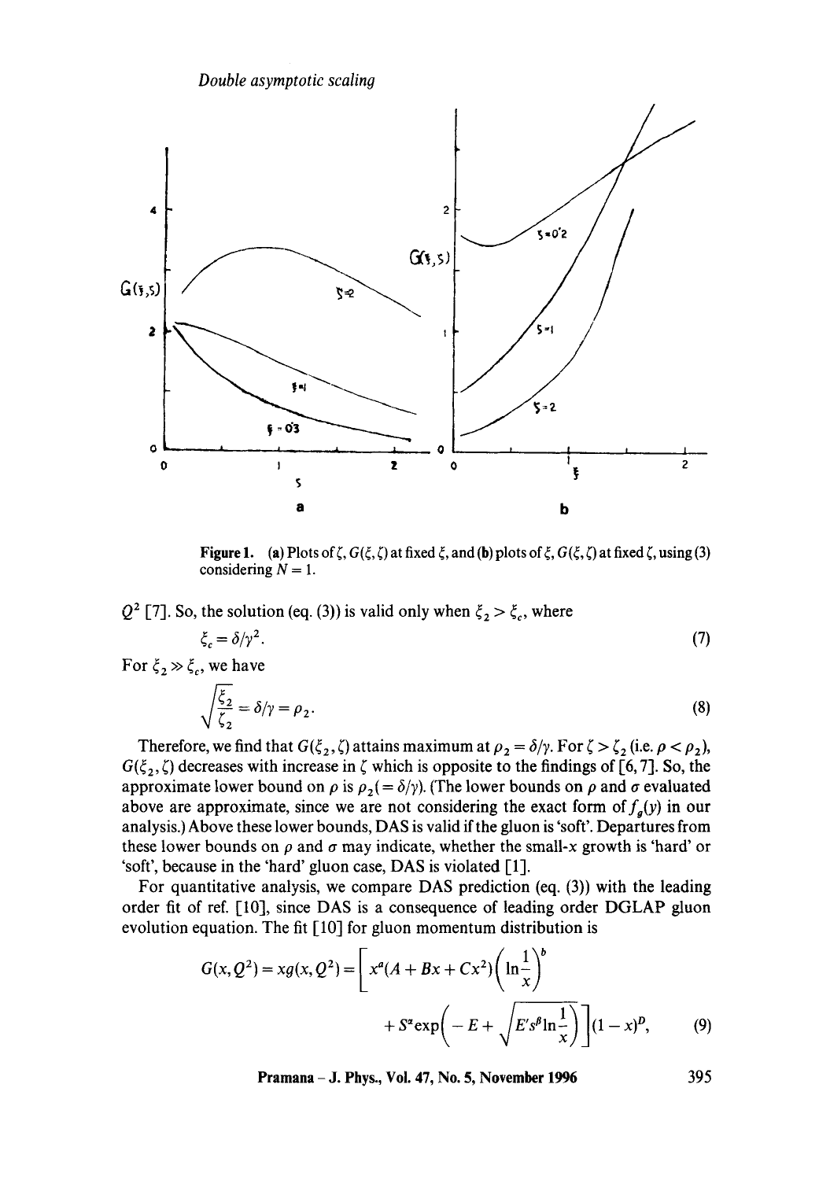Figure 1. (a) Plots of $\zeta$, $G(\xi, \zeta)$ at fixed $\xi$, and (b) plots of $\xi$, $G(\xi, \zeta)$ at fixed $\zeta$, using (3) considering $N = 1$.

$Q^2$ [7]. So, the solution (eq. (3)) is valid only when $\xi_2 > \xi_c$, where

$$\xi_c = \delta/\gamma^2. \tag{7}$$

For $\xi_2 \gg \xi_c$, we have

$$\sqrt{\frac{\xi_2}{\zeta_2}} = \delta/\gamma = \rho_2. \tag{8}$$

Therefore, we find that $G(\xi_2, \zeta)$ attains maximum at $\rho_2 = \delta/\gamma$. For $\zeta > \zeta_2$ (i.e. $\rho < \rho_2$), $G(\xi_2, \zeta)$ decreases with increase in $\zeta$ which is opposite to the findings of [6, 7]. So, the approximate lower bound on $\rho$ is $\rho_2 (= \delta/\gamma)$. (The lower bounds on $\rho$ and $\sigma$ evaluated above are approximate, since we are not considering the exact form of $f_g(y)$ in our analysis.) Above these lower bounds, DAS is valid if the gluon is 'soft'. Departures from these lower bounds on $\rho$ and $\sigma$ may indicate, whether the small-$x$ growth is 'hard' or 'soft', because in the 'hard' gluon case, DAS is violated [1].

For quantitative analysis, we compare DAS prediction (eq. (3)) with the leading order fit of ref. [10], since DAS is a consequence of leading order DGLAP gluon evolution equation. The fit [10] for gluon momentum distribution is

$$G(x, Q^2) = xg(x, Q^2) = \left[ x^a (A + Bx + Cx^2) \left( \ln \frac{1}{x} \right)^b + S^\alpha \exp\left( -E + \sqrt{E' s^\beta \ln \frac{1}{x}} \right) \right] (1 - x)^D, \tag{9}$$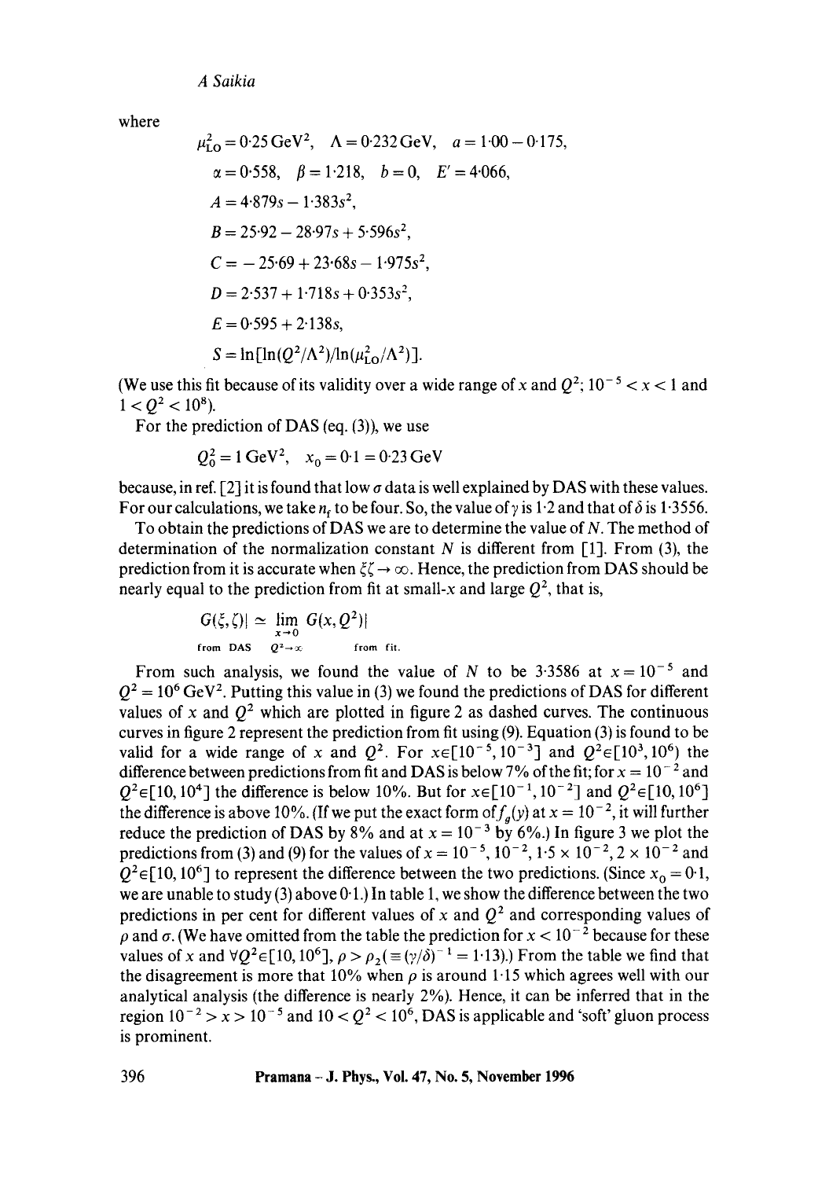where

$$\mu_{\rm LO}^2 = 0{\cdot}25\,\text{GeV}^2, \quad \Lambda = 0{\cdot}232\,\text{GeV}, \quad a = 1{\cdot}00 - 0{\cdot}175,$$

$$\alpha = 0{\cdot}558, \quad \beta = 1{\cdot}218, \quad b = 0, \quad E' = 4{\cdot}066,$$

$$A = 4{\cdot}879s - 1{\cdot}383s^2,$$

$$B = 25{\cdot}92 - 28{\cdot}97s + 5{\cdot}596s^2,$$

$$C = -25{\cdot}69 + 23{\cdot}68s - 1{\cdot}975s^2,$$

$$D = 2{\cdot}537 + 1{\cdot}718s + 0{\cdot}353s^2,$$

$$E = 0{\cdot}595 + 2{\cdot}138s,$$

$$S = \ln[\ln(Q^2/\Lambda^2)/\ln(\mu_{\rm LO}^2/\Lambda^2)].$$

(We use this fit because of its validity over a wide range of $x$ and $Q^2$; $10^{-5} < x < 1$ and $1 < Q^2 < 10^8$).

For the prediction of DAS (eq. (3)), we use

$$Q_0^2 = 1\,\text{GeV}^2, \quad x_0 = 0{\cdot}1 = 0{\cdot}23\,\text{GeV}$$

because, in ref. [2] it is found that low $\sigma$ data is well explained by DAS with these values. For our calculations, we take $n_f$ to be four. So, the value of $\gamma$ is 1·2 and that of $\delta$ is 1·3556.

To obtain the predictions of DAS we are to determine the value of $N$. The method of determination of the normalization constant $N$ is different from [1]. From (3), the prediction from it is accurate when $\xi\zeta \to \infty$. Hence, the prediction from DAS should be nearly equal to the prediction from fit at small-$x$ and large $Q^2$, that is,

$$G(\xi,\zeta)|_{\text{from DAS}} \simeq \lim_{\substack{x\to 0 \\ Q^2\to\infty}} G(x,Q^2)|_{\text{from fit}}.$$

From such analysis, we found the value of $N$ to be 3·3586 at $x = 10^{-5}$ and $Q^2 = 10^6\,\text{GeV}^2$. Putting this value in (3) we found the predictions of DAS for different values of $x$ and $Q^2$ which are plotted in figure 2 as dashed curves. The continuous curves in figure 2 represent the prediction from fit using (9). Equation (3) is found to be valid for a wide range of $x$ and $Q^2$. For $x \in [10^{-5}, 10^{-3}]$ and $Q^2 \in [10^3, 10^6)$ the difference between predictions from fit and DAS is below 7% of the fit; for $x = 10^{-2}$ and $Q^2 \in [10, 10^4]$ the difference is below 10%. But for $x \in [10^{-1}, 10^{-2}]$ and $Q^2 \in [10, 10^6]$ the difference is above 10%. (If we put the exact form of $f_g(y)$ at $x = 10^{-2}$, it will further reduce the prediction of DAS by 8% and at $x = 10^{-3}$ by 6%.) In figure 3 we plot the predictions from (3) and (9) for the values of $x = 10^{-5}, 10^{-2}, 1{\cdot}5 \times 10^{-2}, 2 \times 10^{-2}$ and $Q^2 \in [10, 10^6]$ to represent the difference between the two predictions. (Since $x_0 = 0{\cdot}1$, we are unable to study (3) above 0·1.) In table 1, we show the difference between the two predictions in per cent for different values of $x$ and $Q^2$ and corresponding values of $\rho$ and $\sigma$. (We have omitted from the table the prediction for $x < 10^{-2}$ because for these values of $x$ and $\forall Q^2 \in [10, 10^6]$, $\rho > \rho_2 (\equiv (\gamma/\delta)^{-1} = 1{\cdot}13)$.) From the table we find that the disagreement is more that 10% when $\rho$ is around 1·15 which agrees well with our analytical analysis (the difference is nearly 2%). Hence, it can be inferred that in the region $10^{-2} > x > 10^{-5}$ and $10 < Q^2 < 10^6$, DAS is applicable and 'soft' gluon process is prominent.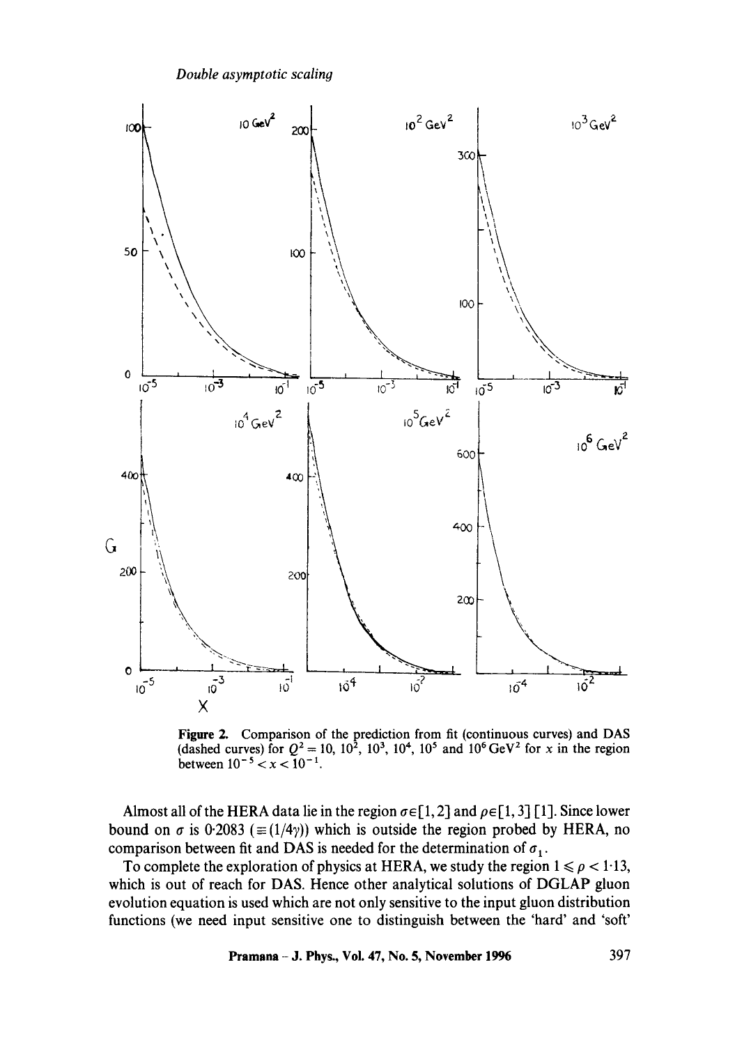**Figure 2.** Comparison of the prediction from fit (continuous curves) and DAS (dashed curves) for $Q^2 = 10$, $10^2$, $10^3$, $10^4$, $10^5$ and $10^6\,\mathrm{GeV}^2$ for $x$ in the region between $10^{-5} < x < 10^{-1}$.

Almost all of the HERA data lie in the region $\sigma \in [1, 2]$ and $\rho \in [1, 3]$ [1]. Since lower bound on $\sigma$ is 0·2083 ($\equiv (1/4\gamma)$) which is outside the region probed by HERA, no comparison between fit and DAS is needed for the determination of $\sigma_1$.

To complete the exploration of physics at HERA, we study the region $1 \leqslant \rho < 1{\cdot}13$, which is out of reach for DAS. Hence other analytical solutions of DGLAP gluon evolution equation is used which are not only sensitive to the input gluon distribution functions (we need input sensitive one to distinguish between the 'hard' and 'soft'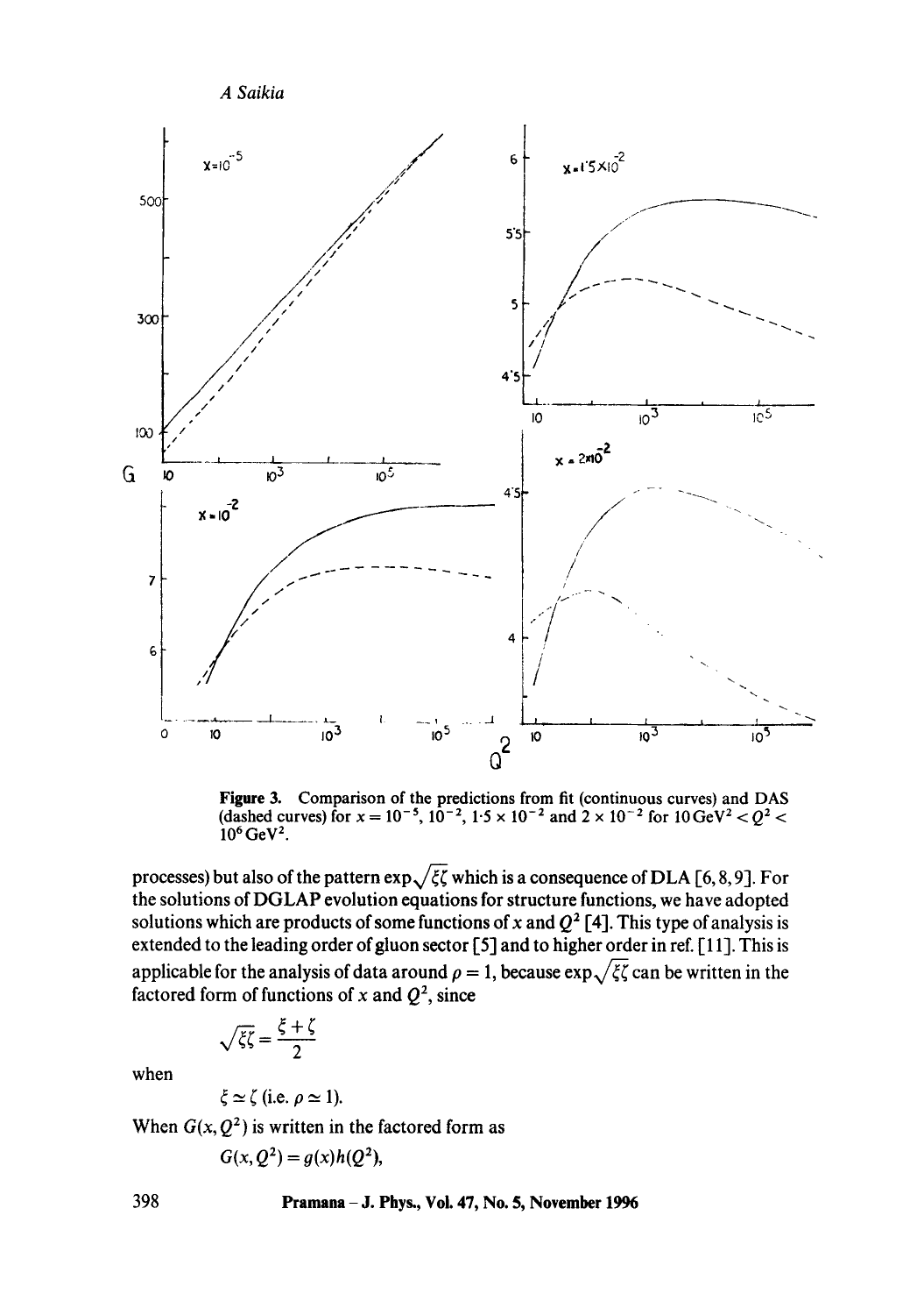**Figure 3.** Comparison of the predictions from fit (continuous curves) and DAS (dashed curves) for $x = 10^{-5}$, $10^{-2}$, $1{\cdot}5 \times 10^{-2}$ and $2 \times 10^{-2}$ for $10\,\mathrm{GeV}^2 < Q^2 < 10^6\,\mathrm{GeV}^2$.

processes) but also of the pattern $\exp\sqrt{\xi\zeta}$ which is a consequence of DLA [6, 8, 9]. For the solutions of DGLAP evolution equations for structure functions, we have adopted solutions which are products of some functions of $x$ and $Q^2$ [4]. This type of analysis is extended to the leading order of gluon sector [5] and to higher order in ref. [11]. This is applicable for the analysis of data around $\rho = 1$, because $\exp\sqrt{\xi\zeta}$ can be written in the factored form of functions of $x$ and $Q^2$, since

$$\sqrt{\xi\zeta} = \frac{\xi + \zeta}{2}$$

when

$$\xi \simeq \zeta \text{ (i.e. } \rho \simeq 1).$$

When $G(x, Q^2)$ is written in the factored form as

$$G(x, Q^2) = g(x)h(Q^2),$$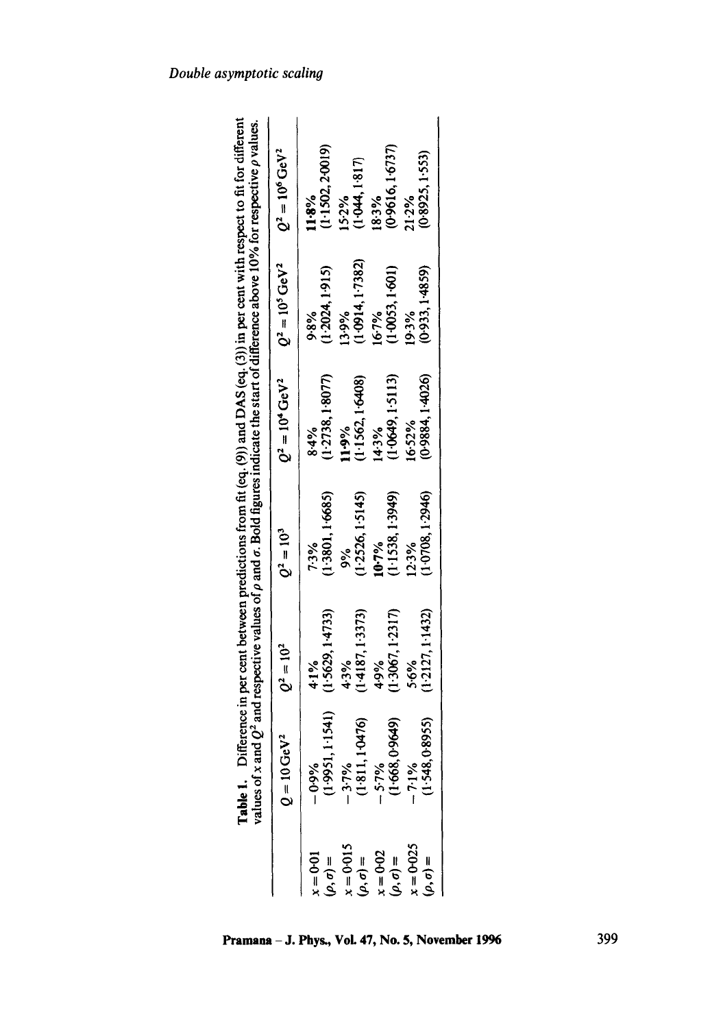**Table 1.** Difference in per cent between predictions from fit (eq. (9)) and DAS (eq. (3)) in per cent with respect to fit for different values of $x$ and $Q^2$ and respective values of $\rho$ and $\sigma$. Bold figures indicate the start of difference above 10% for respective $\rho$ values.

| | $Q = 10\,\mathrm{GeV}^2$ | $Q^2 = 10^2$ | $Q^2 = 10^3$ | $Q^2 = 10^4\,\mathrm{GeV}^2$ | $Q^2 = 10^5\,\mathrm{GeV}^2$ | $Q^2 = 10^6\,\mathrm{GeV}^2$ |
|---|---|---|---|---|---|---|
| $x = 0{\cdot}01$ | $-0{\cdot}9\%$ | 4·1% | 7·3% | 8·4% | 9·8% | **11·8%** |
| $(\rho, \sigma) =$ | (1·9951, 1·1541) | (1·5629, 1·4733) | (1·3801, 1·6685) | (1·2738, 1·8077) | (1·2024, 1·915) | (1·1502, 2·0019) |
| $x = 0{\cdot}015$ | $-3{\cdot}7\%$ | 4·3% | 9% | **11·9%** | 13·9% | 15·2% |
| $(\rho, \sigma) =$ | (1·811, 1·0476) | (1·4187, 1·3373) | (1·2526, 1·5145) | (1·1562, 1·6408) | (1·0914, 1·7382) | (1·044, 1·817) |
| $x = 0{\cdot}02$ | $-5{\cdot}7\%$ | 4·9% | **10·7%** | 14·3% | 16·7% | 18·3% |
| $(\rho, \sigma) =$ | (1·668, 0·9649) | (1·3067, 1·2317) | (1·1538, 1·3949) | (1·0649, 1·5113) | (1·0053, 1·601) | (0·9616, 1·6737) |
| $x = 0{\cdot}025$ | $-7{\cdot}1\%$ | 5·6% | 12·3% | 16·52% | 19·3% | 21·2% |
| $(\rho, \sigma) =$ | (1·548, 0·8955) | (1·2127, 1·1432) | (1·0708, 1·2946) | (0·9884, 1·4026) | (0·933, 1·4859) | (0·8925, 1·553) |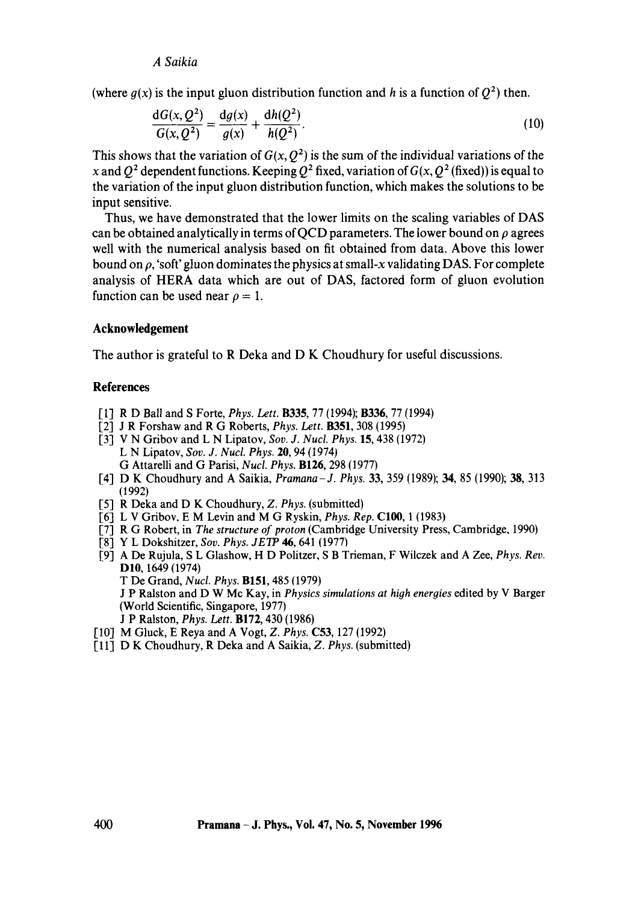(where $g(x)$ is the input gluon distribution function and $h$ is a function of $Q^2$) then.

$$\frac{dG(x, Q^2)}{G(x, Q^2)} = \frac{dg(x)}{g(x)} + \frac{dh(Q^2)}{h(Q^2)}. \tag{10}$$

This shows that the variation of $G(x, Q^2)$ is the sum of the individual variations of the $x$ and $Q^2$ dependent functions. Keeping $Q^2$ fixed, variation of $G(x, Q^2\,(\text{fixed}))$ is equal to the variation of the input gluon distribution function, which makes the solutions to be input sensitive.

Thus, we have demonstrated that the lower limits on the scaling variables of DAS can be obtained analytically in terms of QCD parameters. The lower bound on $\rho$ agrees well with the numerical analysis based on fit obtained from data. Above this lower bound on $\rho$, 'soft' gluon dominates the physics at small-$x$ validating DAS. For complete analysis of HERA data which are out of DAS, factored form of gluon evolution function can be used near $\rho = 1$.

## Acknowledgement

The author is grateful to R Deka and D K Choudhury for useful discussions.

## References

[1] R D Ball and S Forte, *Phys. Lett.* **B335**, 77 (1994); **B336**, 77 (1994)

[2] J R Forshaw and R G Roberts, *Phys. Lett.* **B351**, 308 (1995)

[3] V N Gribov and L N Lipatov, *Sov. J. Nucl. Phys.* **15**, 438 (1972)
L N Lipatov, *Sov. J. Nucl. Phys.* **20**, 94 (1974)
G Attarelli and G Parisi, *Nucl. Phys.* **B126**, 298 (1977)

[4] D K Choudhury and A Saikia, *Pramana – J. Phys.* **33**, 359 (1989); **34**, 85 (1990); **38**, 313 (1992)

[5] R Deka and D K Choudhury, *Z. Phys.* (submitted)

[6] L V Gribov, E M Levin and M G Ryskin, *Phys. Rep.* **C100**, 1 (1983)

[7] R G Robert, in *The structure of proton* (Cambridge University Press, Cambridge, 1990)

[8] Y L Dokshitzer, *Sov. Phys. JETP* **46**, 641 (1977)

[9] A De Rujula, S L Glashow, H D Politzer, S B Trieman, F Wilczek and A Zee, *Phys. Rev.* **D10**, 1649 (1974)
T De Grand, *Nucl. Phys.* **B151**, 485 (1979)
J P Ralston and D W Mc Kay, in *Physics simulations at high energies* edited by V Barger (World Scientific, Singapore, 1977)
J P Ralston, *Phys. Lett.* **B172**, 430 (1986)

[10] M Gluck, E Reya and A Vogt, *Z. Phys.* **C53**, 127 (1992)

[11] D K Choudhury, R Deka and A Saikia, *Z. Phys.* (submitted)